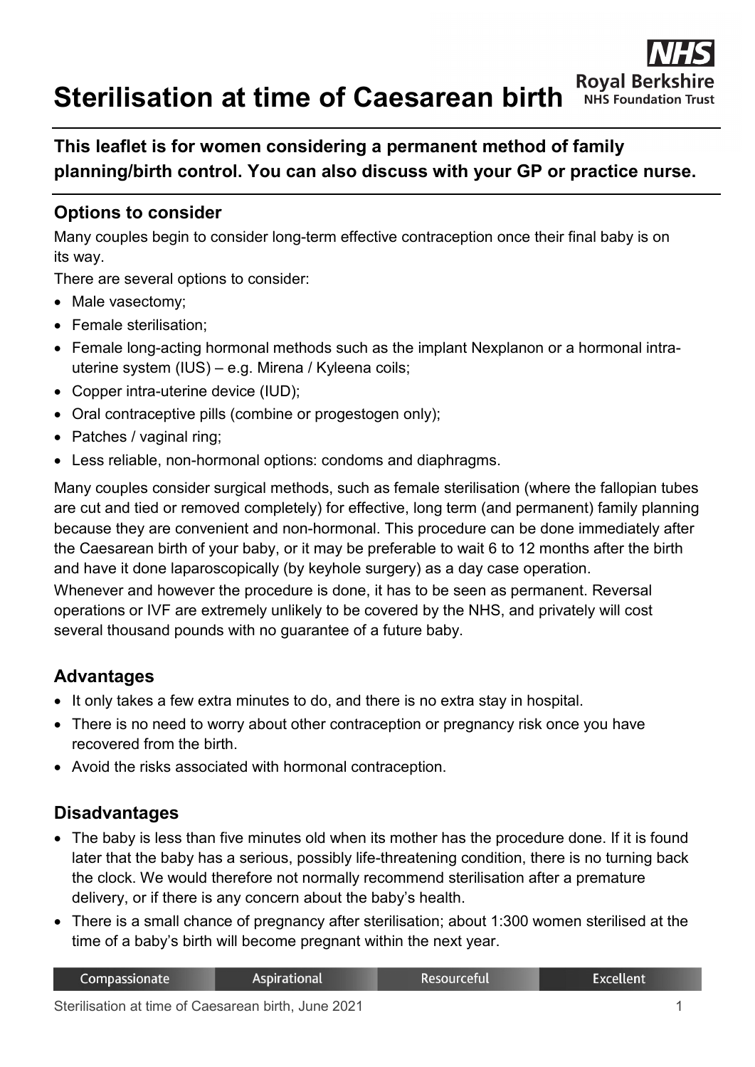# Sterilisation at time of Caesarean birth

**This leaflet is for women considering a permanent method of family planning/birth control. You can also discuss with your GP or practice nurse.**

## Options to consider

Many couples begin to consider long-term effective contraception once their final baby is on its way.

There are several options to consider:

- Male vasectomy;
- Female sterilisation;
- Female long-acting hormonal methods such as the implant Nexplanon or a hormonal intra-uterine system (IUS) – e.g. Mirena / Kyleena coils;
- Copper intra-uterine device (IUD);
- Oral contraceptive pills (combine or progestogen only);
- Patches / vaginal ring;
- Less reliable, non-hormonal options: condoms and diaphragms.

Many couples consider surgical methods, such as female sterilisation (where the fallopian tubes are cut and tied or removed completely) for effective, long term (and permanent) family planning because they are convenient and non-hormonal. This procedure can be done immediately after the Caesarean birth of your baby, or it may be preferable to wait 6 to 12 months after the birth and have it done laparoscopically (by keyhole surgery) as a day case operation.

Whenever and however the procedure is done, it has to be seen as permanent. Reversal operations or IVF are extremely unlikely to be covered by the NHS, and privately will cost several thousand pounds with no guarantee of a future baby.

## Advantages

- It only takes a few extra minutes to do, and there is no extra stay in hospital.
- There is no need to worry about other contraception or pregnancy risk once you have recovered from the birth.
- Avoid the risks associated with hormonal contraception.

## Disadvantages

- The baby is less than five minutes old when its mother has the procedure done. If it is found later that the baby has a serious, possibly life-threatening condition, there is no turning back the clock. We would therefore not normally recommend sterilisation after a premature delivery, or if there is any concern about the baby's health.
- There is a small chance of pregnancy after sterilisation; about 1:300 women sterilised at the time of a baby's birth will become pregnant within the next year.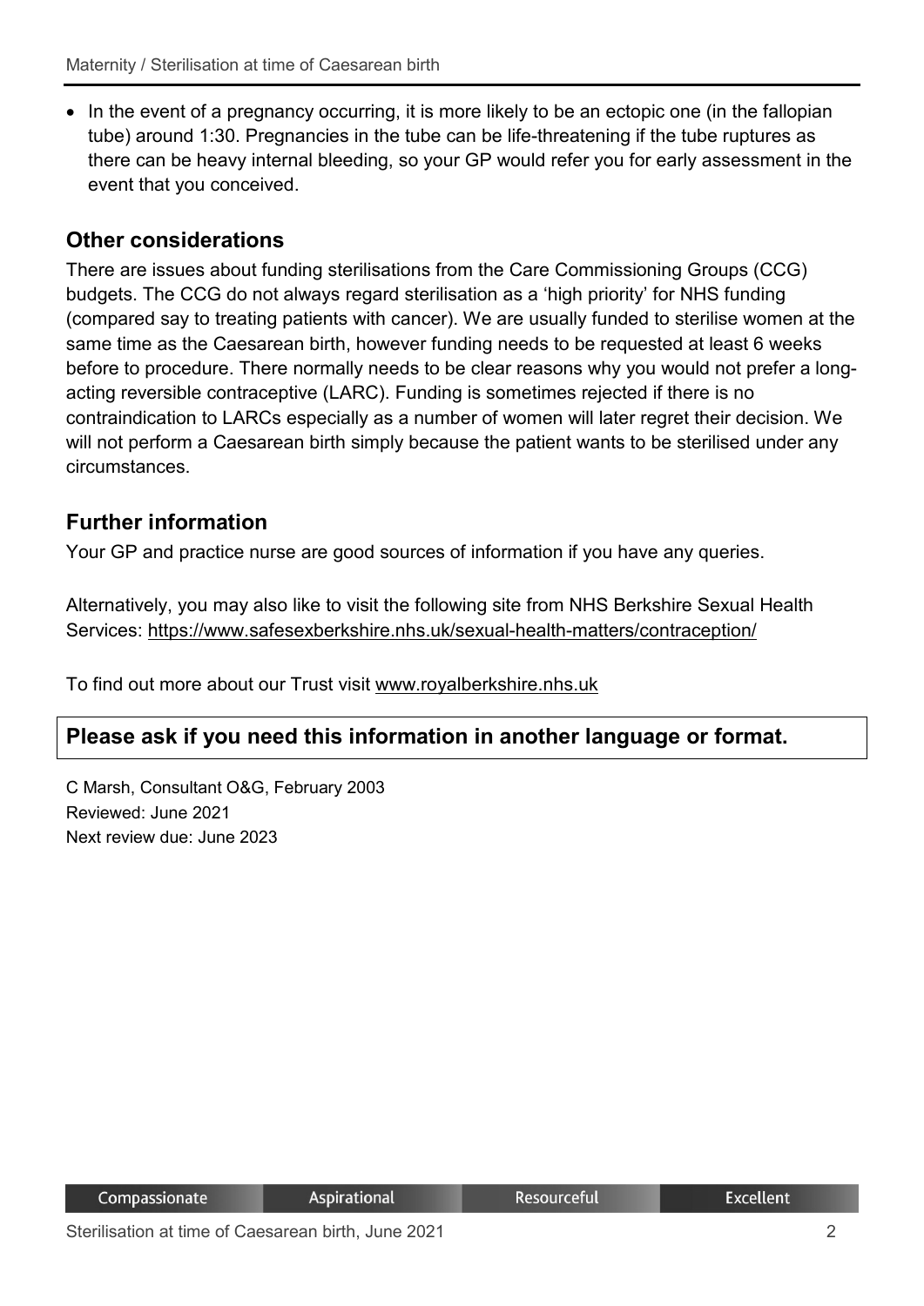- In the event of a pregnancy occurring, it is more likely to be an ectopic one (in the fallopian tube) around 1:30. Pregnancies in the tube can be life-threatening if the tube ruptures as there can be heavy internal bleeding, so your GP would refer you for early assessment in the event that you conceived.

## Other considerations

There are issues about funding sterilisations from the Care Commissioning Groups (CCG) budgets. The CCG do not always regard sterilisation as a 'high priority' for NHS funding (compared say to treating patients with cancer). We are usually funded to sterilise women at the same time as the Caesarean birth, however funding needs to be requested at least 6 weeks before to procedure. There normally needs to be clear reasons why you would not prefer a long-acting reversible contraceptive (LARC). Funding is sometimes rejected if there is no contraindication to LARCs especially as a number of women will later regret their decision. We will not perform a Caesarean birth simply because the patient wants to be sterilised under any circumstances.

## Further information

Your GP and practice nurse are good sources of information if you have any queries.

Alternatively, you may also like to visit the following site from NHS Berkshire Sexual Health Services: https://www.safesexberkshire.nhs.uk/sexual-health-matters/contraception/

To find out more about our Trust visit www.royalberkshire.nhs.uk

**Please ask if you need this information in another language or format.**

C Marsh, Consultant O&G, February 2003
Reviewed: June 2021
Next review due: June 2023

Compassionate | Aspirational | Resourceful | Excellent